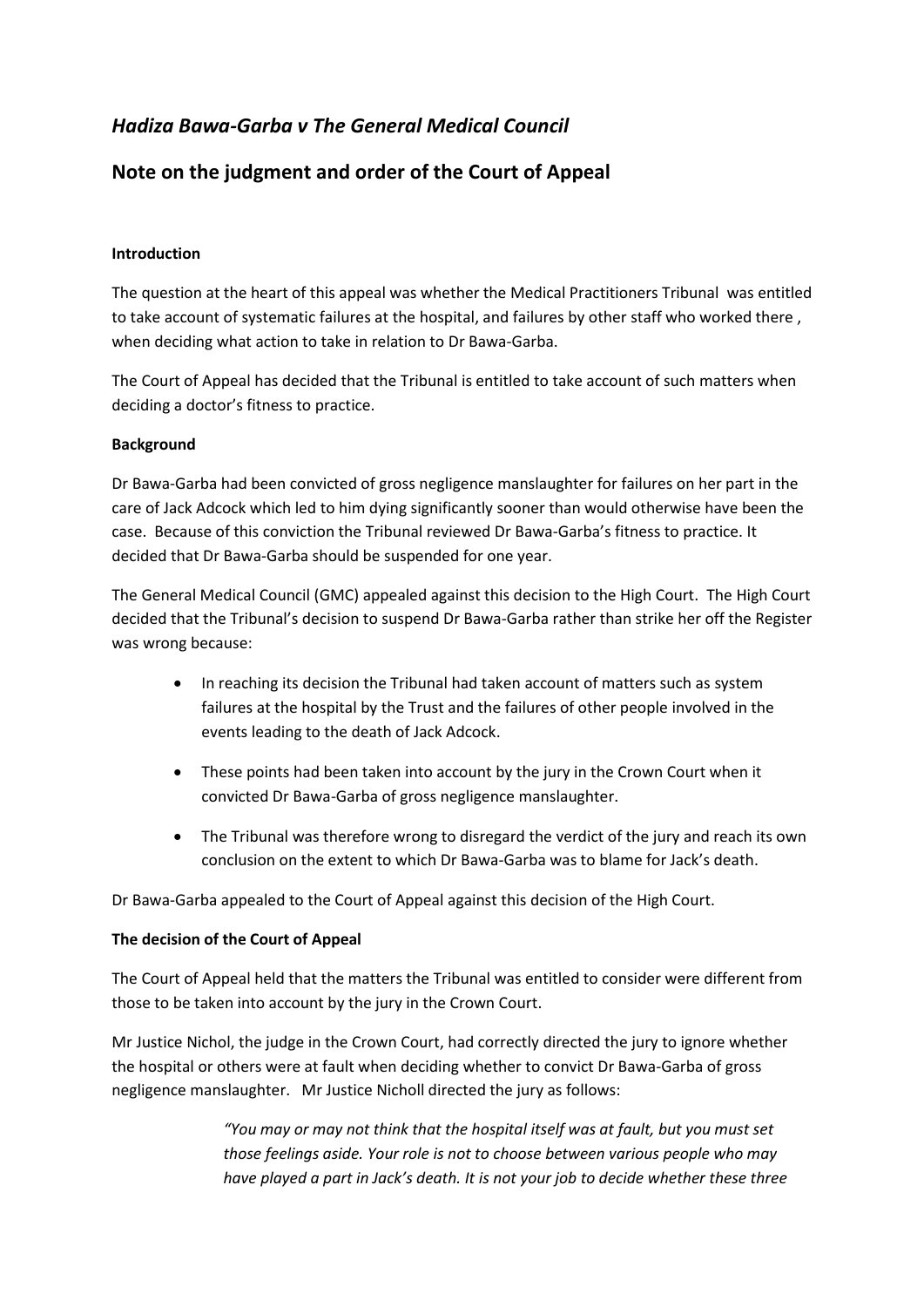# *Hadiza Bawa-Garba v The General Medical Council*

## Note on the judgment and order of the Court of Appeal

**Introduction**

The question at the heart of this appeal was whether the Medical Practitioners Tribunal was entitled to take account of systematic failures at the hospital, and failures by other staff who worked there , when deciding what action to take in relation to Dr Bawa-Garba.

The Court of Appeal has decided that the Tribunal is entitled to take account of such matters when deciding a doctor's fitness to practice.

**Background**

Dr Bawa-Garba had been convicted of gross negligence manslaughter for failures on her part in the care of Jack Adcock which led to him dying significantly sooner than would otherwise have been the case. Because of this conviction the Tribunal reviewed Dr Bawa-Garba's fitness to practice. It decided that Dr Bawa-Garba should be suspended for one year.

The General Medical Council (GMC) appealed against this decision to the High Court. The High Court decided that the Tribunal's decision to suspend Dr Bawa-Garba rather than strike her off the Register was wrong because:

- In reaching its decision the Tribunal had taken account of matters such as system failures at the hospital by the Trust and the failures of other people involved in the events leading to the death of Jack Adcock.
- These points had been taken into account by the jury in the Crown Court when it convicted Dr Bawa-Garba of gross negligence manslaughter.
- The Tribunal was therefore wrong to disregard the verdict of the jury and reach its own conclusion on the extent to which Dr Bawa-Garba was to blame for Jack's death.

Dr Bawa-Garba appealed to the Court of Appeal against this decision of the High Court.

**The decision of the Court of Appeal**

The Court of Appeal held that the matters the Tribunal was entitled to consider were different from those to be taken into account by the jury in the Crown Court.

Mr Justice Nichol, the judge in the Crown Court, had correctly directed the jury to ignore whether the hospital or others were at fault when deciding whether to convict Dr Bawa-Garba of gross negligence manslaughter. Mr Justice Nicholl directed the jury as follows:

> *"You may or may not think that the hospital itself was at fault, but you must set those feelings aside. Your role is not to choose between various people who may have played a part in Jack's death. It is not your job to decide whether these three*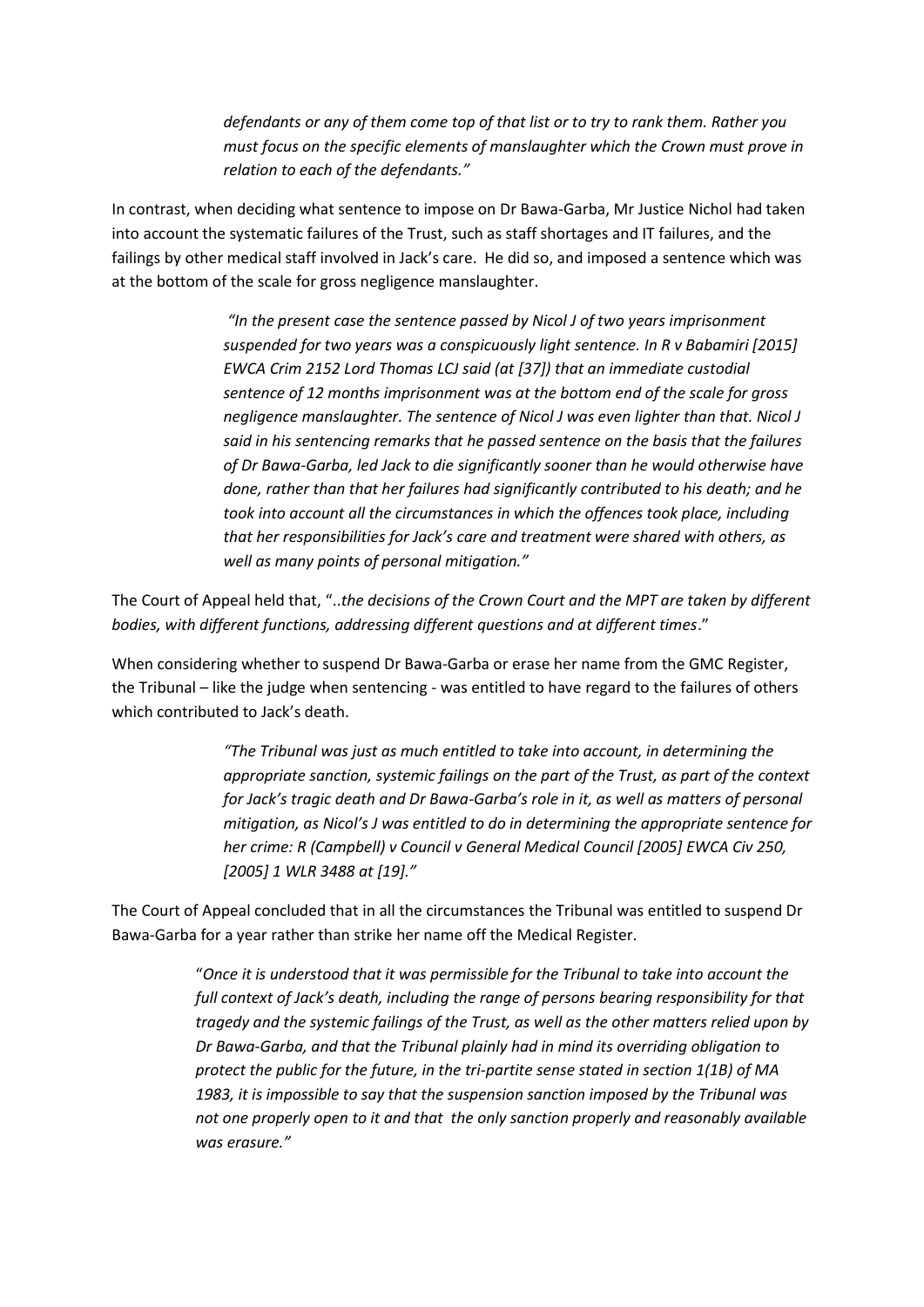> *defendants or any of them come top of that list or to try to rank them. Rather you must focus on the specific elements of manslaughter which the Crown must prove in relation to each of the defendants."*

In contrast, when deciding what sentence to impose on Dr Bawa-Garba, Mr Justice Nichol had taken into account the systematic failures of the Trust, such as staff shortages and IT failures, and the failings by other medical staff involved in Jack's care. He did so, and imposed a sentence which was at the bottom of the scale for gross negligence manslaughter.

> *"In the present case the sentence passed by Nicol J of two years imprisonment suspended for two years was a conspicuously light sentence. In R v Babamiri [2015] EWCA Crim 2152 Lord Thomas LCJ said (at [37]) that an immediate custodial sentence of 12 months imprisonment was at the bottom end of the scale for gross negligence manslaughter. The sentence of Nicol J was even lighter than that. Nicol J said in his sentencing remarks that he passed sentence on the basis that the failures of Dr Bawa-Garba, led Jack to die significantly sooner than he would otherwise have done, rather than that her failures had significantly contributed to his death; and he took into account all the circumstances in which the offences took place, including that her responsibilities for Jack's care and treatment were shared with others, as well as many points of personal mitigation."*

The Court of Appeal held that, "..*the decisions of the Crown Court and the MPT are taken by different bodies, with different functions, addressing different questions and at different times*."

When considering whether to suspend Dr Bawa-Garba or erase her name from the GMC Register, the Tribunal – like the judge when sentencing - was entitled to have regard to the failures of others which contributed to Jack's death.

> *"The Tribunal was just as much entitled to take into account, in determining the appropriate sanction, systemic failings on the part of the Trust, as part of the context for Jack's tragic death and Dr Bawa-Garba's role in it, as well as matters of personal mitigation, as Nicol's J was entitled to do in determining the appropriate sentence for her crime: R (Campbell) v Council v General Medical Council [2005] EWCA Civ 250, [2005] 1 WLR 3488 at [19]."*

The Court of Appeal concluded that in all the circumstances the Tribunal was entitled to suspend Dr Bawa-Garba for a year rather than strike her name off the Medical Register.

> "*Once it is understood that it was permissible for the Tribunal to take into account the full context of Jack's death, including the range of persons bearing responsibility for that tragedy and the systemic failings of the Trust, as well as the other matters relied upon by Dr Bawa-Garba, and that the Tribunal plainly had in mind its overriding obligation to protect the public for the future, in the tri-partite sense stated in section 1(1B) of MA 1983, it is impossible to say that the suspension sanction imposed by the Tribunal was not one properly open to it and that the only sanction properly and reasonably available was erasure."*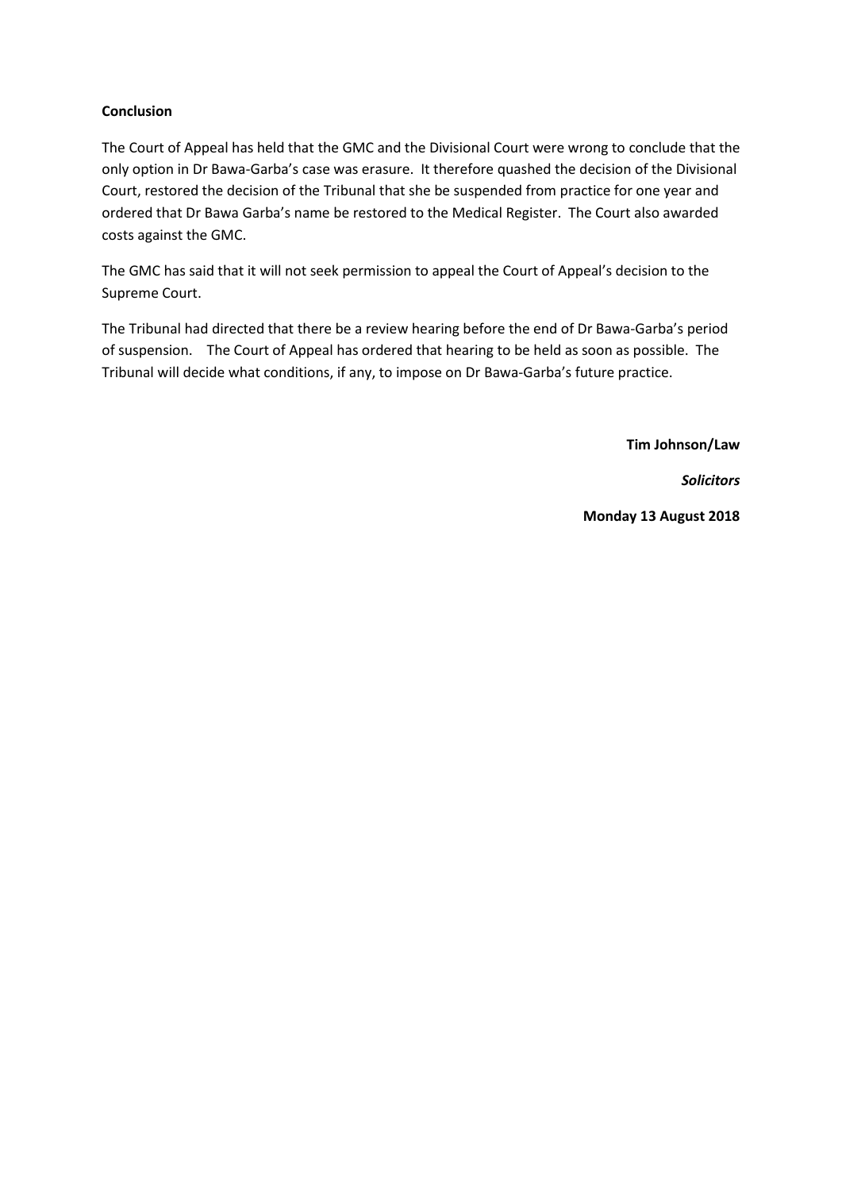**Conclusion**

The Court of Appeal has held that the GMC and the Divisional Court were wrong to conclude that the only option in Dr Bawa-Garba's case was erasure. It therefore quashed the decision of the Divisional Court, restored the decision of the Tribunal that she be suspended from practice for one year and ordered that Dr Bawa Garba's name be restored to the Medical Register. The Court also awarded costs against the GMC.

The GMC has said that it will not seek permission to appeal the Court of Appeal's decision to the Supreme Court.

The Tribunal had directed that there be a review hearing before the end of Dr Bawa-Garba's period of suspension. The Court of Appeal has ordered that hearing to be held as soon as possible. The Tribunal will decide what conditions, if any, to impose on Dr Bawa-Garba's future practice.

**Tim Johnson/Law**

***Solicitors***

**Monday 13 August 2018**